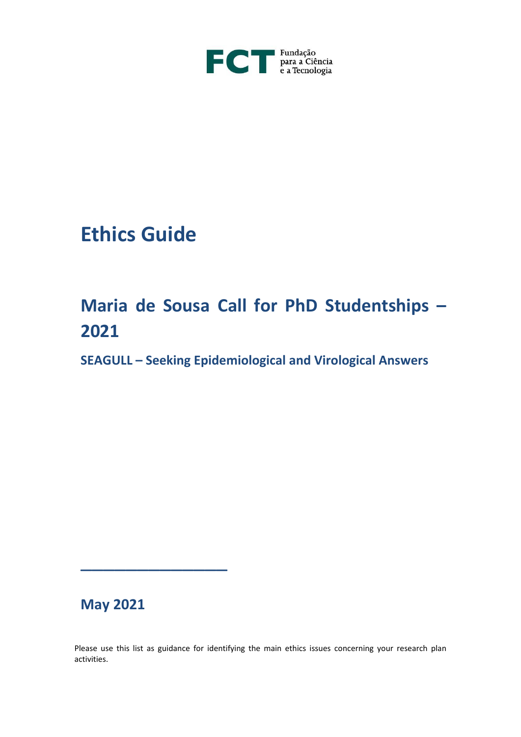FCT Fundação para a Ciência e a Tecnologia

# Ethics Guide

## Maria de Sousa Call for PhD Studentships – 2021

### SEAGULL – Seeking Epidemiological and Virological Answers

---

**May 2021**

Please use this list as guidance for identifying the main ethics issues concerning your research plan activities.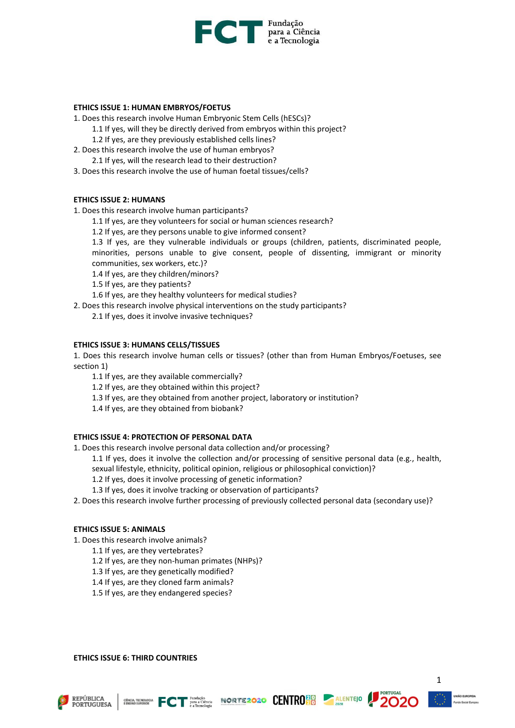**ETHICS ISSUE 1: HUMAN EMBRYOS/FOETUS**

1. Does this research involve Human Embryonic Stem Cells (hESCs)?
    1.1 If yes, will they be directly derived from embryos within this project?
    1.2 If yes, are they previously established cells lines?
2. Does this research involve the use of human embryos?
    2.1 If yes, will the research lead to their destruction?
3. Does this research involve the use of human foetal tissues/cells?

**ETHICS ISSUE 2: HUMANS**

1. Does this research involve human participants?
    1.1 If yes, are they volunteers for social or human sciences research?
    1.2 If yes, are they persons unable to give informed consent?
    1.3 If yes, are they vulnerable individuals or groups (children, patients, discriminated people, minorities, persons unable to give consent, people of dissenting, immigrant or minority communities, sex workers, etc.)?
    1.4 If yes, are they children/minors?
    1.5 If yes, are they patients?
    1.6 If yes, are they healthy volunteers for medical studies?
2. Does this research involve physical interventions on the study participants?
    2.1 If yes, does it involve invasive techniques?

**ETHICS ISSUE 3: HUMANS CELLS/TISSUES**

1. Does this research involve human cells or tissues? (other than from Human Embryos/Foetuses, see section 1)
    1.1 If yes, are they available commercially?
    1.2 If yes, are they obtained within this project?
    1.3 If yes, are they obtained from another project, laboratory or institution?
    1.4 If yes, are they obtained from biobank?

**ETHICS ISSUE 4: PROTECTION OF PERSONAL DATA**

1. Does this research involve personal data collection and/or processing?
    1.1 If yes, does it involve the collection and/or processing of sensitive personal data (e.g., health, sexual lifestyle, ethnicity, political opinion, religious or philosophical conviction)?
    1.2 If yes, does it involve processing of genetic information?
    1.3 If yes, does it involve tracking or observation of participants?
2. Does this research involve further processing of previously collected personal data (secondary use)?

**ETHICS ISSUE 5: ANIMALS**

1. Does this research involve animals?
    1.1 If yes, are they vertebrates?
    1.2 If yes, are they non-human primates (NHPs)?
    1.3 If yes, are they genetically modified?
    1.4 If yes, are they cloned farm animals?
    1.5 If yes, are they endangered species?

**ETHICS ISSUE 6: THIRD COUNTRIES**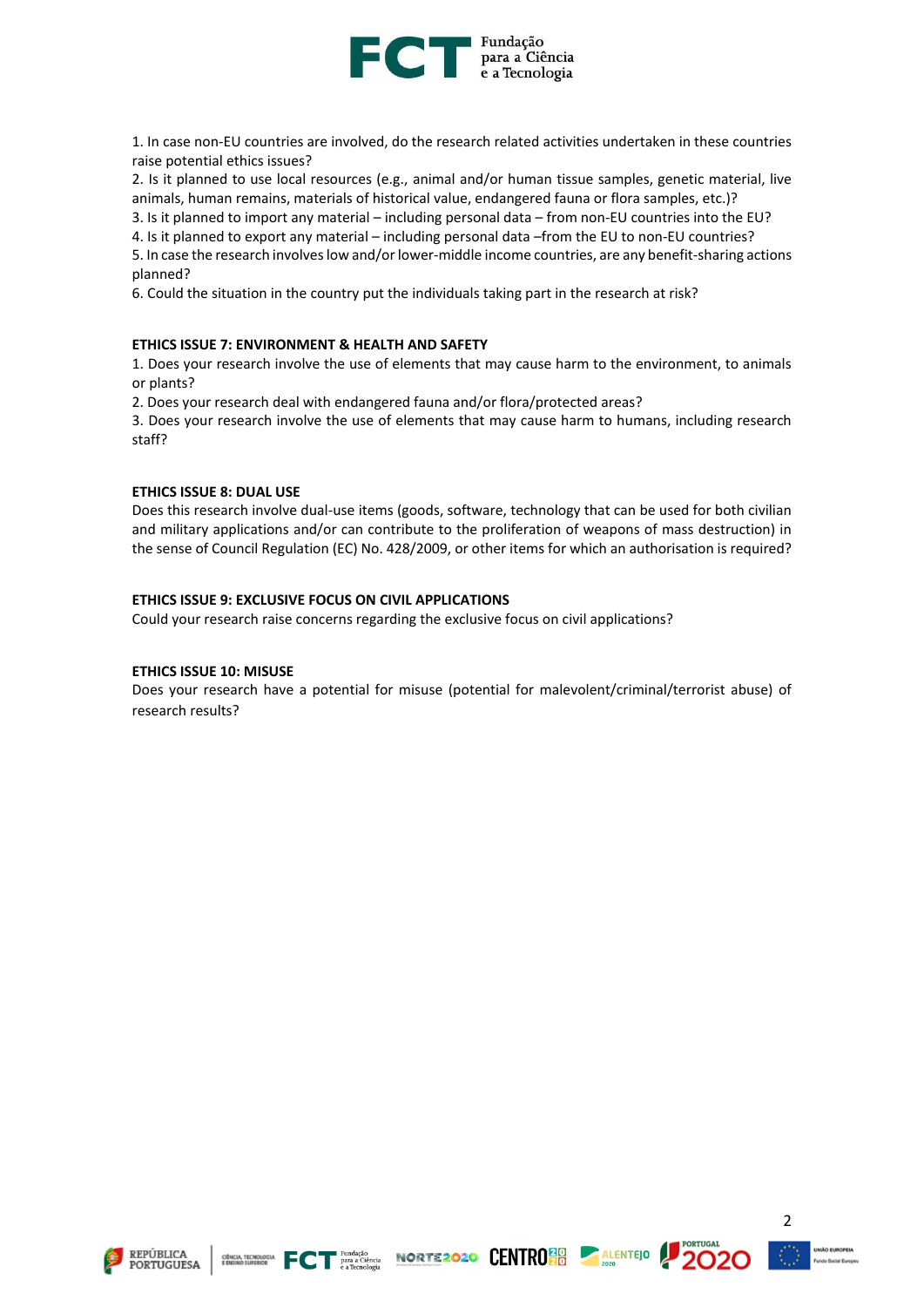1. In case non-EU countries are involved, do the research related activities undertaken in these countries raise potential ethics issues?
2. Is it planned to use local resources (e.g., animal and/or human tissue samples, genetic material, live animals, human remains, materials of historical value, endangered fauna or flora samples, etc.)?
3. Is it planned to import any material – including personal data – from non-EU countries into the EU?
4. Is it planned to export any material – including personal data –from the EU to non-EU countries?
5. In case the research involves low and/or lower-middle income countries, are any benefit-sharing actions planned?
6. Could the situation in the country put the individuals taking part in the research at risk?

**ETHICS ISSUE 7: ENVIRONMENT & HEALTH AND SAFETY**

1. Does your research involve the use of elements that may cause harm to the environment, to animals or plants?
2. Does your research deal with endangered fauna and/or flora/protected areas?
3. Does your research involve the use of elements that may cause harm to humans, including research staff?

**ETHICS ISSUE 8: DUAL USE**

Does this research involve dual-use items (goods, software, technology that can be used for both civilian and military applications and/or can contribute to the proliferation of weapons of mass destruction) in the sense of Council Regulation (EC) No. 428/2009, or other items for which an authorisation is required?

**ETHICS ISSUE 9: EXCLUSIVE FOCUS ON CIVIL APPLICATIONS**

Could your research raise concerns regarding the exclusive focus on civil applications?

**ETHICS ISSUE 10: MISUSE**

Does your research have a potential for misuse (potential for malevolent/criminal/terrorist abuse) of research results?